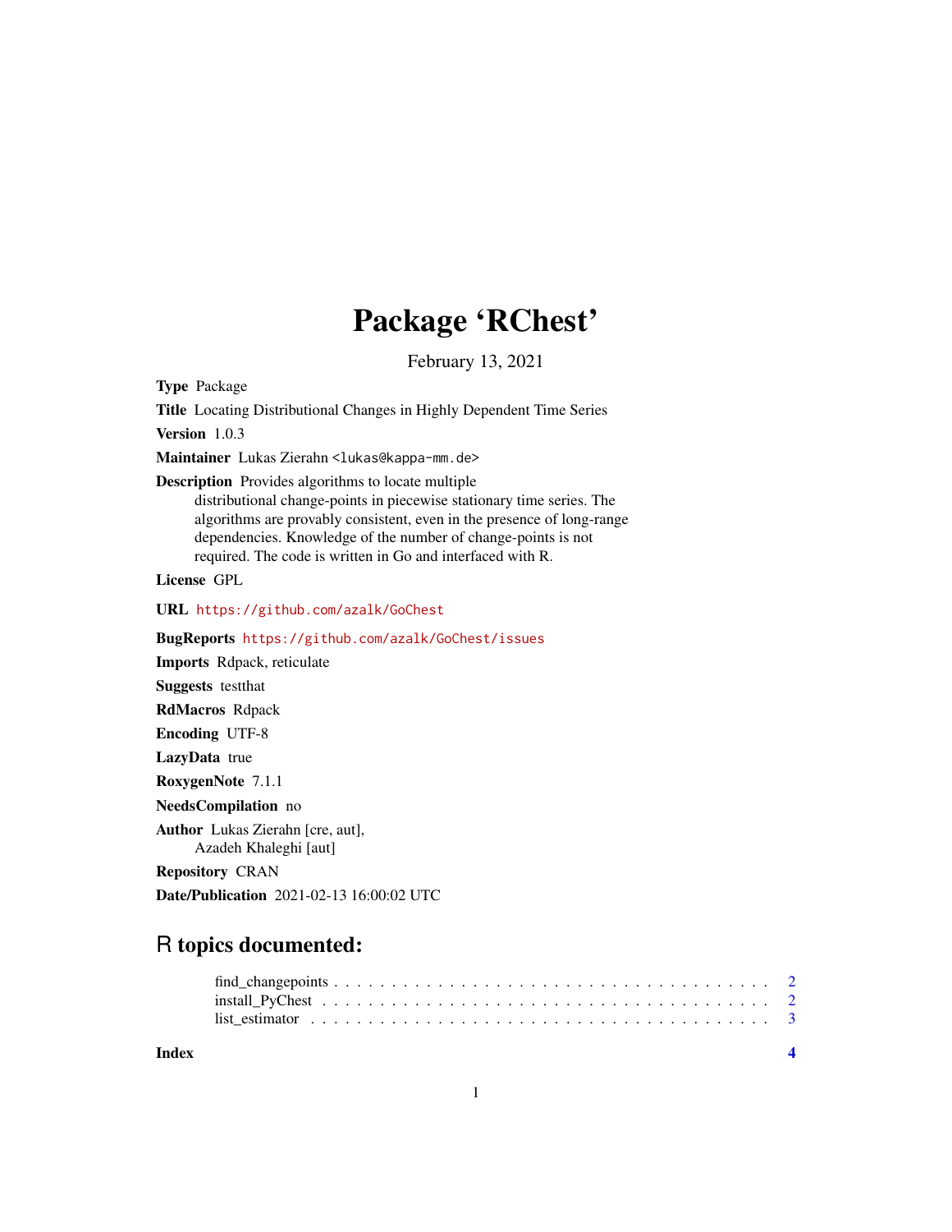# Package 'RChest'

February 13, 2021

**Type** Package

**Title** Locating Distributional Changes in Highly Dependent Time Series

**Version** 1.0.3

**Maintainer** Lukas Zierahn <lukas@kappa-mm.de>

**Description** Provides algorithms to locate multiple distributional change-points in piecewise stationary time series. The algorithms are provably consistent, even in the presence of long-range dependencies. Knowledge of the number of change-points is not required. The code is written in Go and interfaced with R.

**License** GPL

**URL** https://github.com/azalk/GoChest

**BugReports** https://github.com/azalk/GoChest/issues

**Imports** Rdpack, reticulate

**Suggests** testthat

**RdMacros** Rdpack

**Encoding** UTF-8

**LazyData** true

**RoxygenNote** 7.1.1

**NeedsCompilation** no

**Author** Lukas Zierahn [cre, aut], Azadeh Khaleghi [aut]

**Repository** CRAN

**Date/Publication** 2021-02-13 16:00:02 UTC

## R topics documented:

- find_changepoints . . . . . . . . . . . . . . . . . . . . . . . . . . . . . . . . . . . . . . 2
- install_PyChest . . . . . . . . . . . . . . . . . . . . . . . . . . . . . . . . . . . . . . . 2
- list_estimator . . . . . . . . . . . . . . . . . . . . . . . . . . . . . . . . . . . . . . . . 3

**Index** 4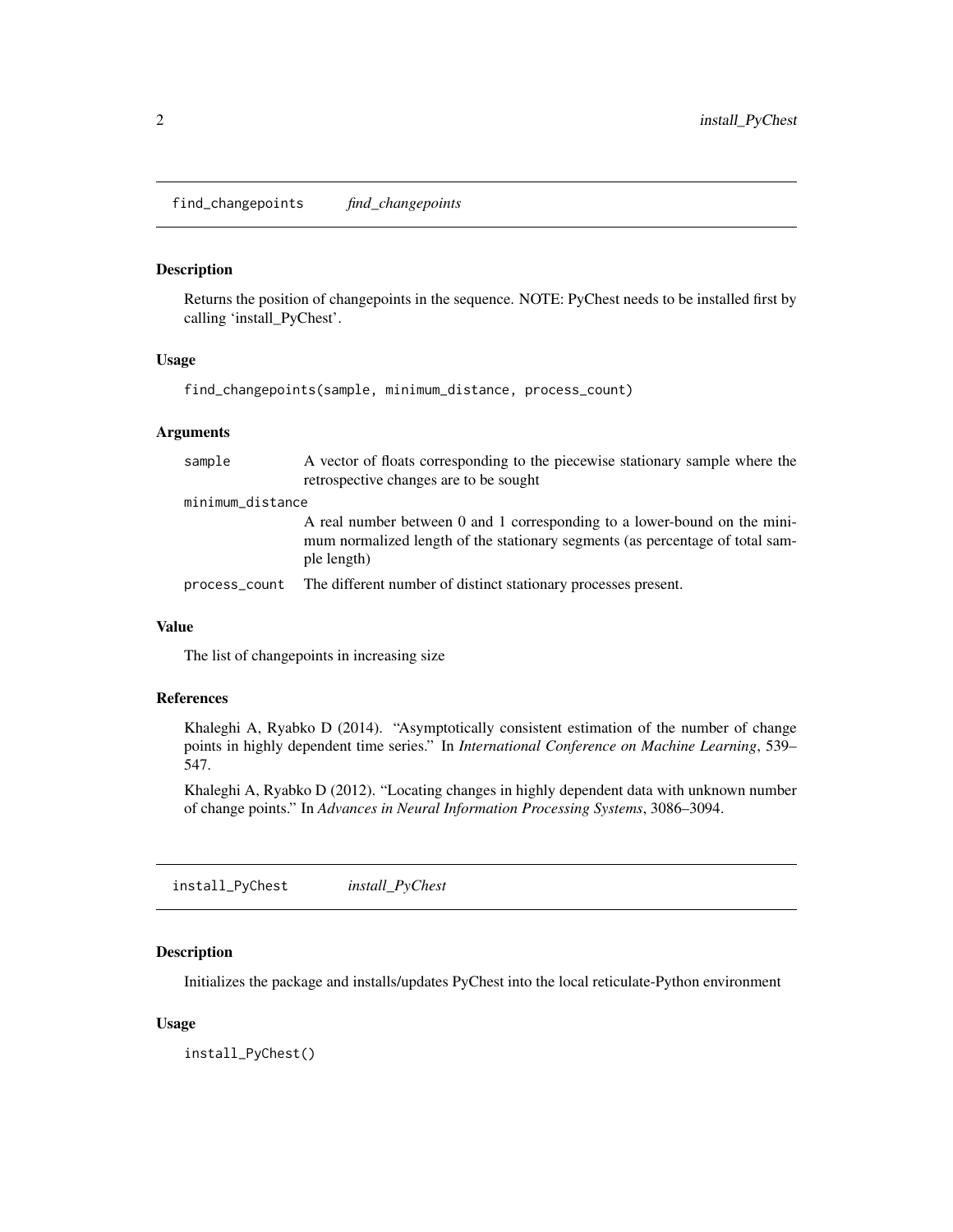## find_changepoints *find_changepoints*

### Description

Returns the position of changepoints in the sequence. NOTE: PyChest needs to be installed first by calling 'install_PyChest'.

### Usage

```
find_changepoints(sample, minimum_distance, process_count)
```

### Arguments

| | |
|---|---|
| `sample` | A vector of floats corresponding to the piecewise stationary sample where the retrospective changes are to be sought |
| `minimum_distance` | A real number between 0 and 1 corresponding to a lower-bound on the minimum normalized length of the stationary segments (as percentage of total sample length) |
| `process_count` | The different number of distinct stationary processes present. |

### Value

The list of changepoints in increasing size

### References

Khaleghi A, Ryabko D (2014). "Asymptotically consistent estimation of the number of change points in highly dependent time series." In *International Conference on Machine Learning*, 539–547.

Khaleghi A, Ryabko D (2012). "Locating changes in highly dependent data with unknown number of change points." In *Advances in Neural Information Processing Systems*, 3086–3094.

## install_PyChest *install_PyChest*

### Description

Initializes the package and installs/updates PyChest into the local reticulate-Python environment

### Usage

```
install_PyChest()
```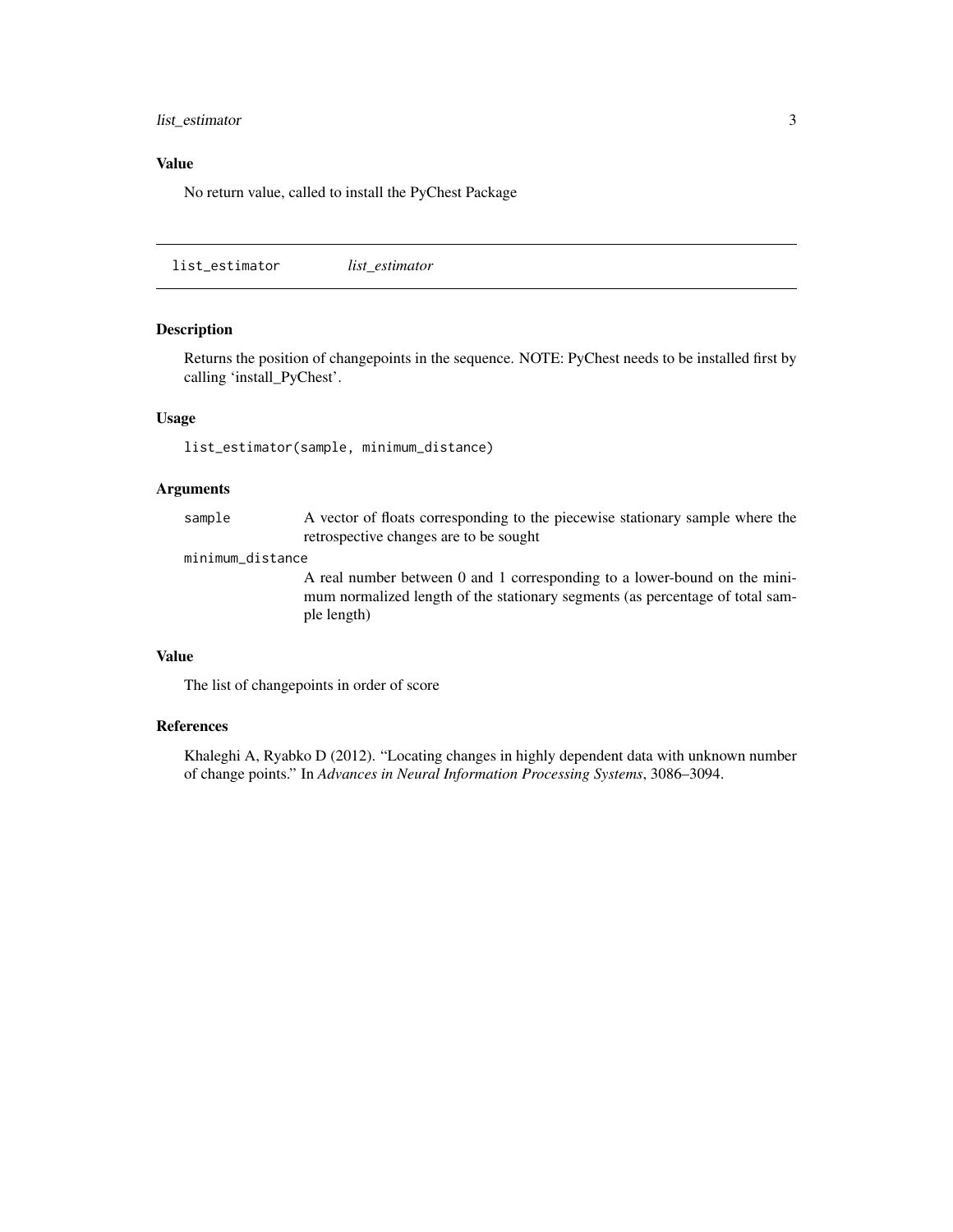### Value

No return value, called to install the PyChest Package

---

## list_estimator *list_estimator*

---

### Description

Returns the position of changepoints in the sequence. NOTE: PyChest needs to be installed first by calling 'install_PyChest'.

### Usage

```
list_estimator(sample, minimum_distance)
```

### Arguments

| | |
|---|---|
| `sample` | A vector of floats corresponding to the piecewise stationary sample where the retrospective changes are to be sought |
| `minimum_distance` | A real number between 0 and 1 corresponding to a lower-bound on the minimum normalized length of the stationary segments (as percentage of total sample length) |

### Value

The list of changepoints in order of score

### References

Khaleghi A, Ryabko D (2012). "Locating changes in highly dependent data with unknown number of change points." In *Advances in Neural Information Processing Systems*, 3086–3094.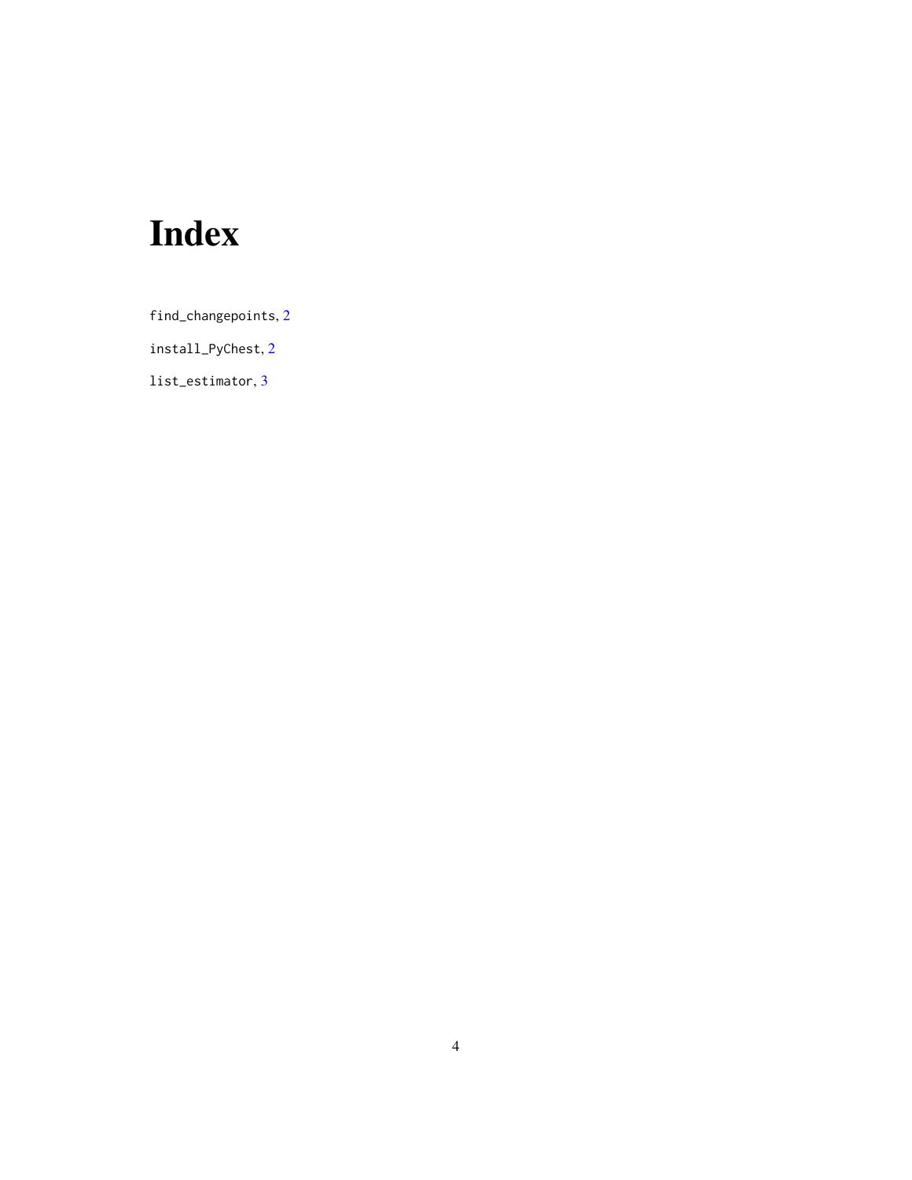# Index

find_changepoints, 2

install_PyChest, 2

list_estimator, 3